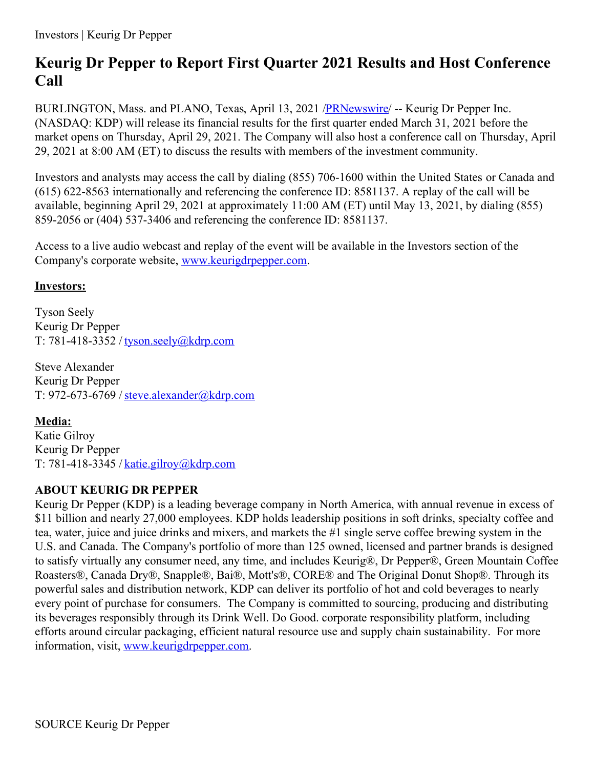# Keurig Dr Pepper to Report First Quarter 2021 Results and Host Conference Call

BURLINGTON, Mass. and PLANO, Texas, April 13, 2021 /PRNewswire/ -- Keurig Dr Pepper Inc. (NASDAQ: KDP) will release its financial results for the first quarter ended March 31, 2021 before the market opens on Thursday, April 29, 2021. The Company will also host a conference call on Thursday, April 29, 2021 at 8:00 AM (ET) to discuss the results with members of the investment community.

Investors and analysts may access the call by dialing (855) 706-1600 within the United States or Canada and (615) 622-8563 internationally and referencing the conference ID: 8581137. A replay of the call will be available, beginning April 29, 2021 at approximately 11:00 AM (ET) until May 13, 2021, by dialing (855) 859-2056 or (404) 537-3406 and referencing the conference ID: 8581137.

Access to a live audio webcast and replay of the event will be available in the Investors section of the Company's corporate website, www.keurigdrpepper.com.

**Investors:**

Tyson Seely
Keurig Dr Pepper
T: 781-418-3352 / tyson.seely@kdrp.com

Steve Alexander
Keurig Dr Pepper
T: 972-673-6769 / steve.alexander@kdrp.com

**Media:**
Katie Gilroy
Keurig Dr Pepper
T: 781-418-3345 / katie.gilroy@kdrp.com

**ABOUT KEURIG DR PEPPER**
Keurig Dr Pepper (KDP) is a leading beverage company in North America, with annual revenue in excess of $11 billion and nearly 27,000 employees. KDP holds leadership positions in soft drinks, specialty coffee and tea, water, juice and juice drinks and mixers, and markets the #1 single serve coffee brewing system in the U.S. and Canada. The Company's portfolio of more than 125 owned, licensed and partner brands is designed to satisfy virtually any consumer need, any time, and includes Keurig®, Dr Pepper®, Green Mountain Coffee Roasters®, Canada Dry®, Snapple®, Bai®, Mott's®, CORE® and The Original Donut Shop®. Through its powerful sales and distribution network, KDP can deliver its portfolio of hot and cold beverages to nearly every point of purchase for consumers. The Company is committed to sourcing, producing and distributing its beverages responsibly through its Drink Well. Do Good. corporate responsibility platform, including efforts around circular packaging, efficient natural resource use and supply chain sustainability. For more information, visit, www.keurigdrpepper.com.

SOURCE Keurig Dr Pepper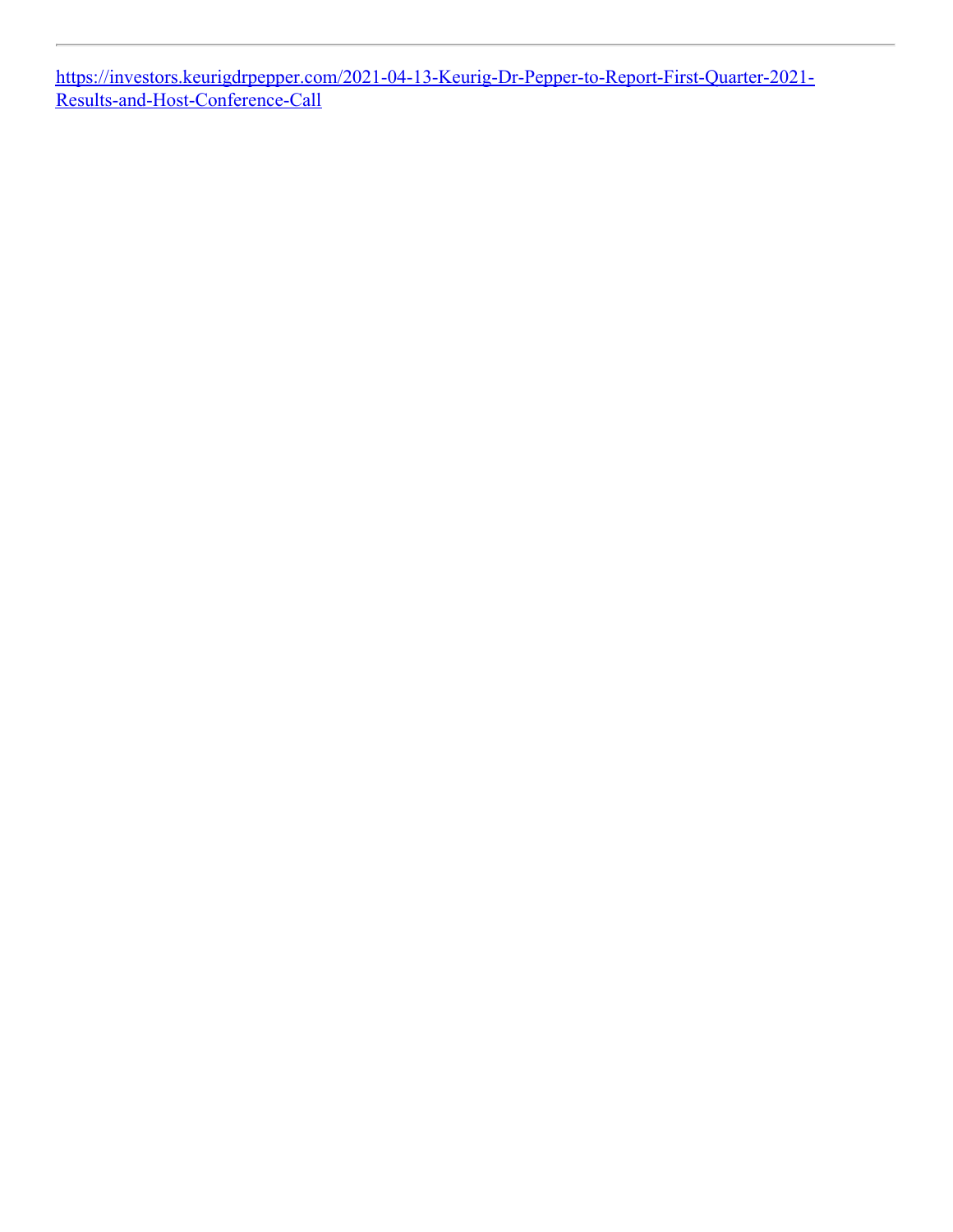---

[https://investors.keurigdrpepper.com/2021-04-13-Keurig-Dr-Pepper-to-Report-First-Quarter-2021-Results-and-Host-Conference-Call](https://investors.keurigdrpepper.com/2021-04-13-Keurig-Dr-Pepper-to-Report-First-Quarter-2021-Results-and-Host-Conference-Call)